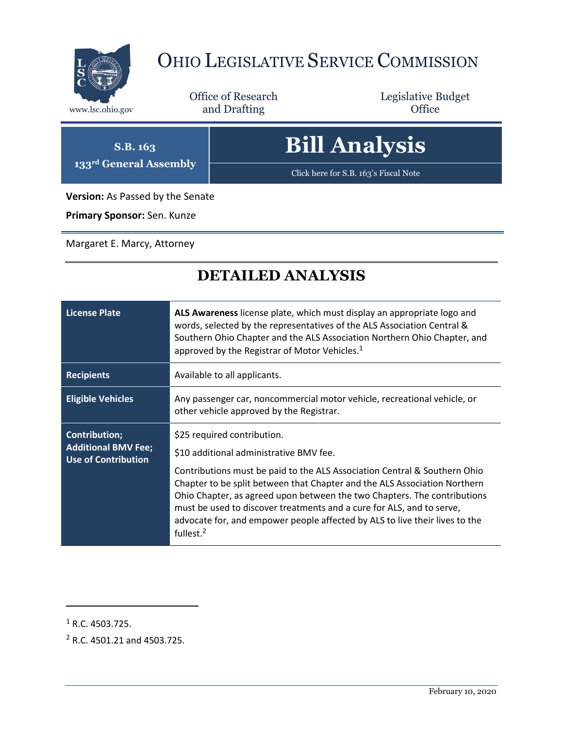# OHIO LEGISLATIVE SERVICE COMMISSION

www.lsc.ohio.gov

Office of Research and Drafting

Legislative Budget Office

**S.B. 163**
**133rd General Assembly**

# Bill Analysis

Click here for S.B. 163's Fiscal Note

**Version:** As Passed by the Senate

**Primary Sponsor:** Sen. Kunze

Margaret E. Marcy, Attorney

## DETAILED ANALYSIS

| | |
|---|---|
| **License Plate** | **ALS Awareness** license plate, which must display an appropriate logo and words, selected by the representatives of the ALS Association Central & Southern Ohio Chapter and the ALS Association Northern Ohio Chapter, and approved by the Registrar of Motor Vehicles.[1] |
| **Recipients** | Available to all applicants. |
| **Eligible Vehicles** | Any passenger car, noncommercial motor vehicle, recreational vehicle, or other vehicle approved by the Registrar. |
| **Contribution; Additional BMV Fee; Use of Contribution** | $25 required contribution.<br><br>$10 additional administrative BMV fee.<br><br>Contributions must be paid to the ALS Association Central & Southern Ohio Chapter to be split between that Chapter and the ALS Association Northern Ohio Chapter, as agreed upon between the two Chapters. The contributions must be used to discover treatments and a cure for ALS, and to serve, advocate for, and empower people affected by ALS to live their lives to the fullest.[2] |

[1] R.C. 4503.725.

[2] R.C. 4501.21 and 4503.725.

February 10, 2020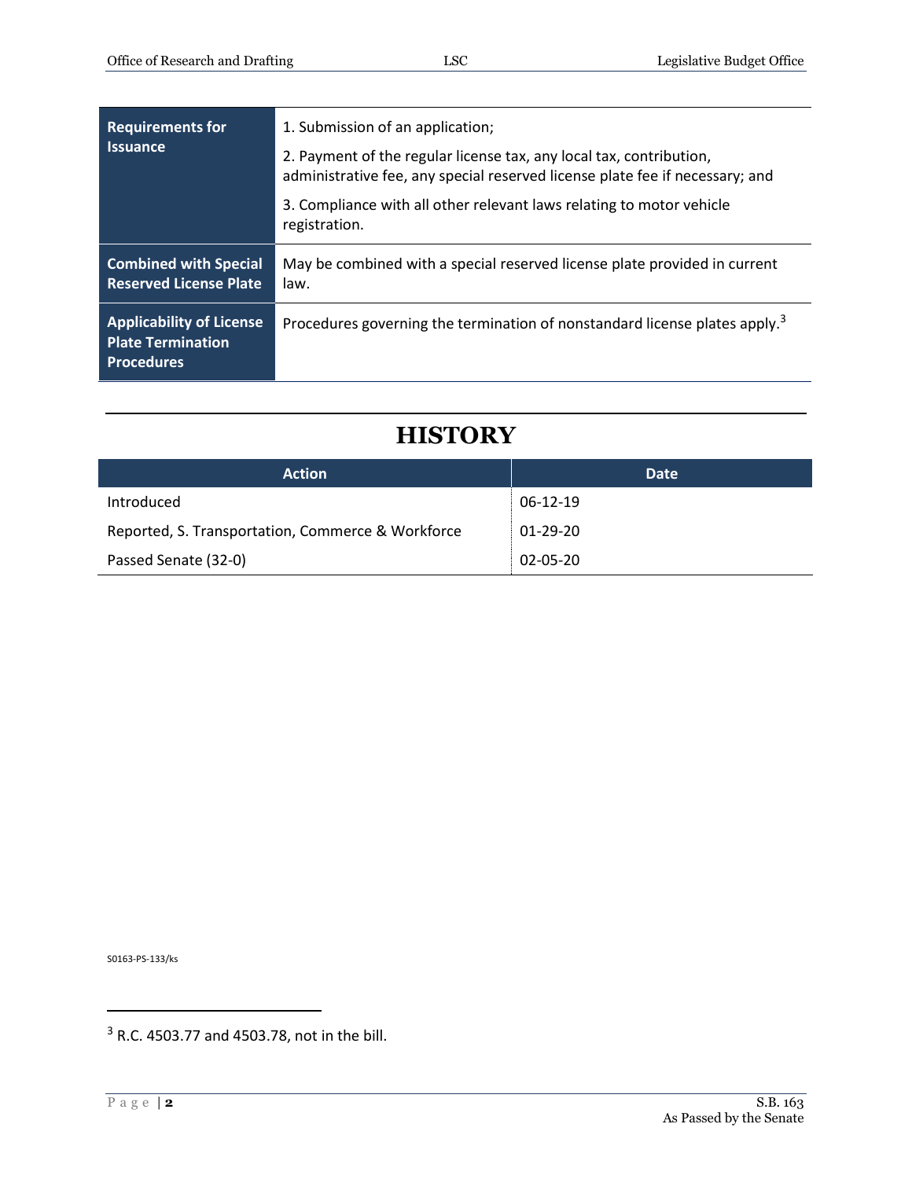| | |
|---|---|
| **Requirements for Issuance** | 1. Submission of an application;<br>2. Payment of the regular license tax, any local tax, contribution, administrative fee, any special reserved license plate fee if necessary; and<br>3. Compliance with all other relevant laws relating to motor vehicle registration. |
| **Combined with Special Reserved License Plate** | May be combined with a special reserved license plate provided in current law. |
| **Applicability of License Plate Termination Procedures** | Procedures governing the termination of nonstandard license plates apply.[3] |

# HISTORY

| Action | Date |
|---|---|
| Introduced | 06-12-19 |
| Reported, S. Transportation, Commerce & Workforce | 01-29-20 |
| Passed Senate (32-0) | 02-05-20 |

S0163-PS-133/ks

[3] R.C. 4503.77 and 4503.78, not in the bill.